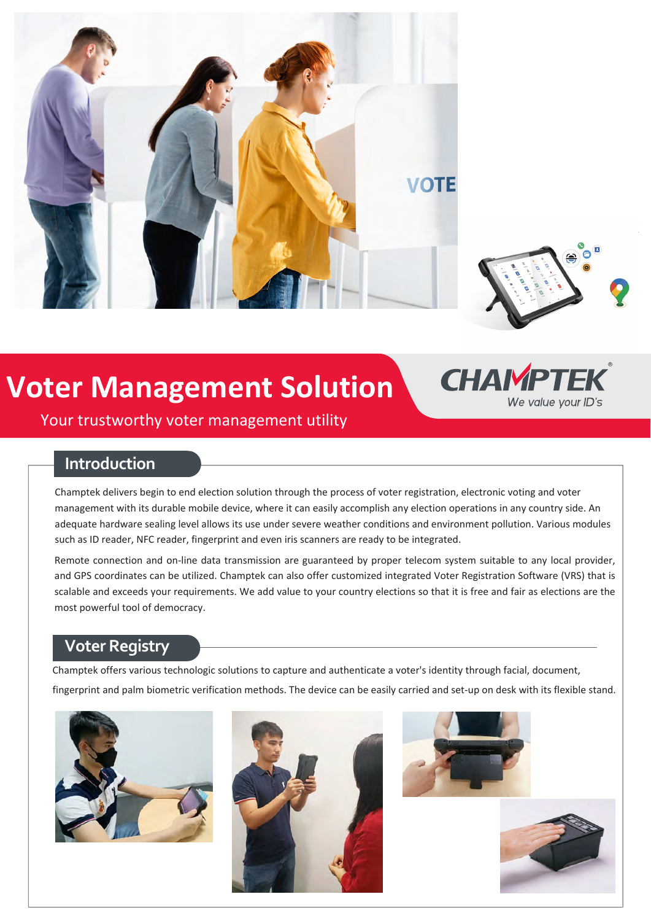# Voter Management Solution

Your trustworthy voter management utility

CHAMPTEK®
*We value your ID's*

## Introduction

Champtek delivers begin to end election solution through the process of voter registration, electronic voting and voter management with its durable mobile device, where it can easily accomplish any election operations in any country side. An adequate hardware sealing level allows its use under severe weather conditions and environment pollution. Various modules such as ID reader, NFC reader, fingerprint and even iris scanners are ready to be integrated.

Remote connection and on-line data transmission are guaranteed by proper telecom system suitable to any local provider, and GPS coordinates can be utilized. Champtek can also offer customized integrated Voter Registration Software (VRS) that is scalable and exceeds your requirements. We add value to your country elections so that it is free and fair as elections are the most powerful tool of democracy.

## Voter Registry

Champtek offers various technologic solutions to capture and authenticate a voter's identity through facial, document, fingerprint and palm biometric verification methods. The device can be easily carried and set-up on desk with its flexible stand.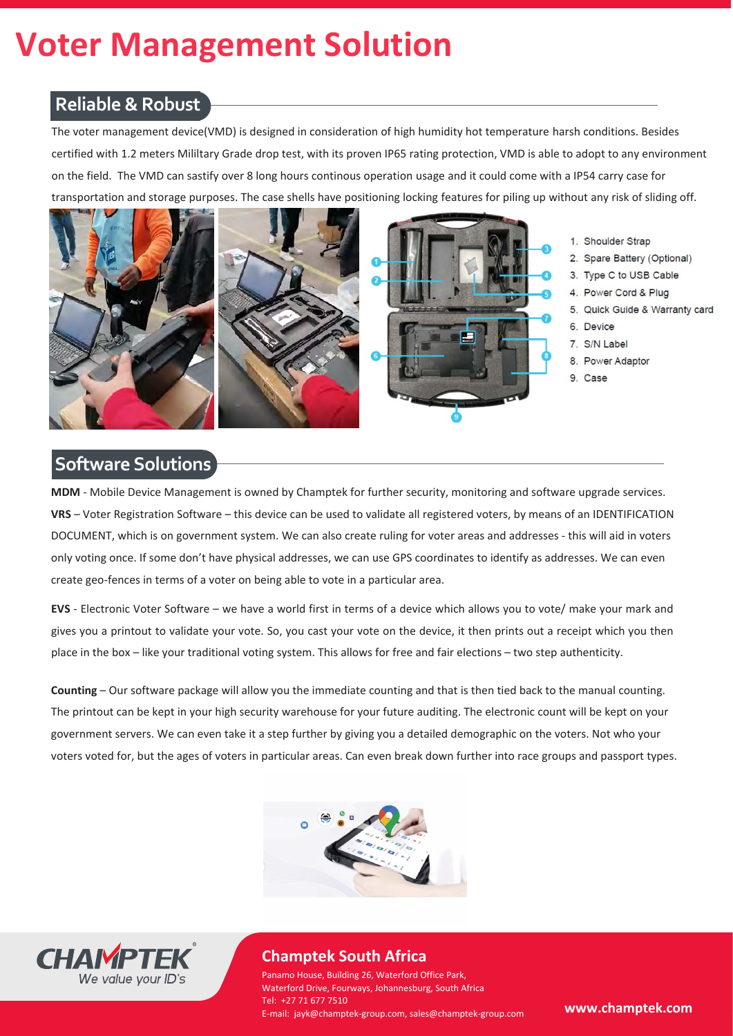# Voter Management Solution

## Reliable & Robust

The voter management device(VMD) is designed in consideration of high humidity hot temperature harsh conditions. Besides certified with 1.2 meters Mililtary Grade drop test, with its proven IP65 rating protection, VMD is able to adopt to any environment on the field. The VMD can sastify over 8 long hours continous operation usage and it could come with a IP54 carry case for transportation and storage purposes. The case shells have positioning locking features for piling up without any risk of sliding off.

1. Shoulder Strap
2. Spare Battery (Optional)
3. Type C to USB Cable
4. Power Cord & Plug
5. Quick Guide & Warranty card
6. Device
7. S/N Label
8. Power Adaptor
9. Case

## Software Solutions

**MDM** - Mobile Device Management is owned by Champtek for further security, monitoring and software upgrade services.

**VRS** – Voter Registration Software – this device can be used to validate all registered voters, by means of an IDENTIFICATION DOCUMENT, which is on government system. We can also create ruling for voter areas and addresses - this will aid in voters only voting once. If some don't have physical addresses, we can use GPS coordinates to identify as addresses. We can even create geo-fences in terms of a voter on being able to vote in a particular area.

**EVS** - Electronic Voter Software – we have a world first in terms of a device which allows you to vote/ make your mark and gives you a printout to validate your vote. So, you cast your vote on the device, it then prints out a receipt which you then place in the box – like your traditional voting system. This allows for free and fair elections – two step authenticity.

**Counting** – Our software package will allow you the immediate counting and that is then tied back to the manual counting. The printout can be kept in your high security warehouse for your future auditing. The electronic count will be kept on your government servers. We can even take it a step further by giving you a detailed demographic on the voters. Not who your voters voted for, but the ages of voters in particular areas. Can even break down further into race groups and passport types.

CHAMPTEK®
*We value your ID's*

### Champtek South Africa

Panamo House, Building 26, Waterford Office Park,
Waterford Drive, Fourways, Johannesburg, South Africa
Tel: +27 71 677 7510
E-mail: jayk@champtek-group.com, sales@champtek-group.com

**www.champtek.com**